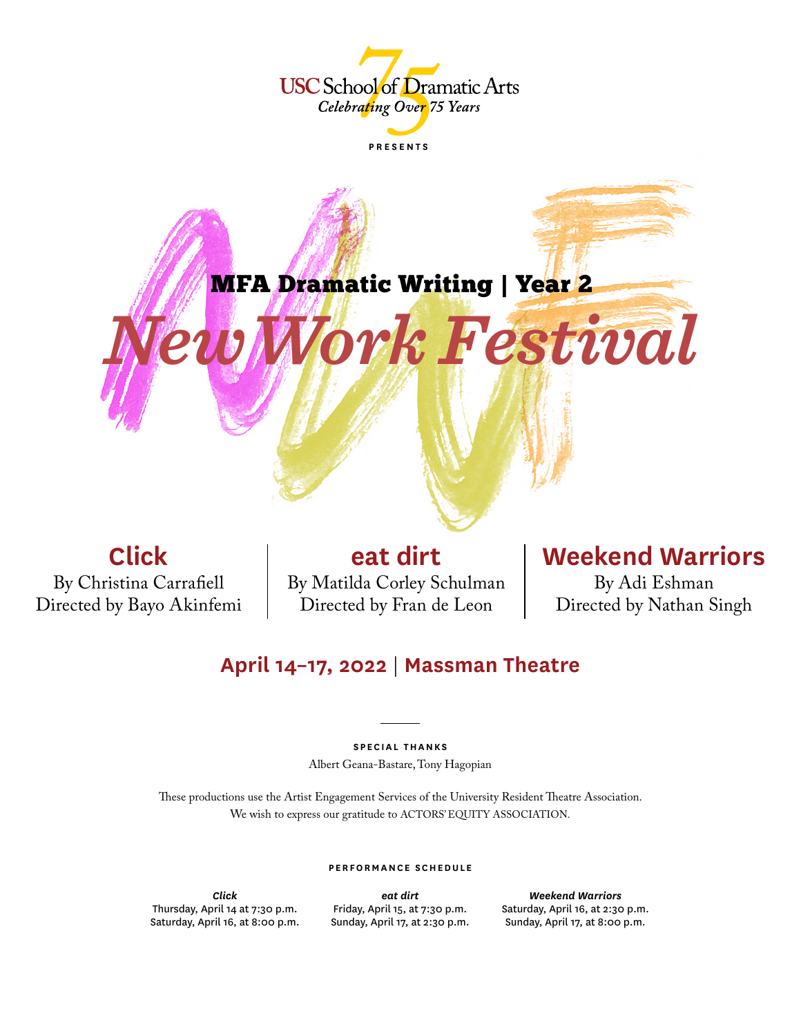USC School of Dramatic Arts
*Celebrating Over 75 Years*

PRESENTS

## MFA Dramatic Writing | Year 2

# *New Work Festival*

**Click**
By Christina Carrafiell
Directed by Bayo Akinfemi

**eat dirt**
By Matilda Corley Schulman
Directed by Fran de Leon

**Weekend Warriors**
By Adi Eshman
Directed by Nathan Singh

**April 14–17, 2022 | Massman Theatre**

---

**SPECIAL THANKS**

Albert Geana-Bastare, Tony Hagopian

These productions use the Artist Engagement Services of the University Resident Theatre Association.
We wish to express our gratitude to ACTORS' EQUITY ASSOCIATION.

**PERFORMANCE SCHEDULE**

***Click***
Thursday, April 14 at 7:30 p.m.
Saturday, April 16, at 8:00 p.m.

***eat dirt***
Friday, April 15, at 7:30 p.m.
Sunday, April 17, at 2:30 p.m.

***Weekend Warriors***
Saturday, April 16, at 2:30 p.m.
Sunday, April 17, at 8:00 p.m.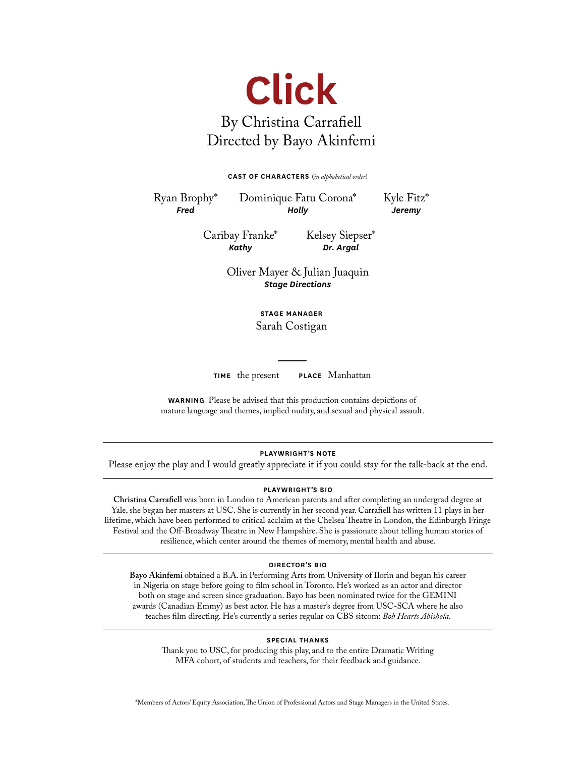# Click

## By Christina Carrafiell
## Directed by Bayo Akinfemi

**CAST OF CHARACTERS** (*in alphabetical order*)

Ryan Brophy*
***Fred***

Dominique Fatu Corona*
***Holly***

Kyle Fitz*
***Jeremy***

Caribay Franke*
***Kathy***

Kelsey Siepser*
***Dr. Argal***

Oliver Mayer & Julian Juaquin
***Stage Directions***

**STAGE MANAGER**
Sarah Costigan

---

**TIME** the present **PLACE** Manhattan

**WARNING** Please be advised that this production contains depictions of mature language and themes, implied nudity, and sexual and physical assault.

---

**PLAYWRIGHT'S NOTE**

Please enjoy the play and I would greatly appreciate it if you could stay for the talk-back at the end.

---

**PLAYWRIGHT'S BIO**

**Christina Carrafiell** was born in London to American parents and after completing an undergrad degree at Yale, she began her masters at USC. She is currently in her second year. Carrafiell has written 11 plays in her lifetime, which have been performed to critical acclaim at the Chelsea Theatre in London, the Edinburgh Fringe Festival and the Off-Broadway Theatre in New Hampshire. She is passionate about telling human stories of resilience, which center around the themes of memory, mental health and abuse.

---

**DIRECTOR'S BIO**

**Bayo Akinfemi** obtained a B.A. in Performing Arts from University of Ilorin and began his career in Nigeria on stage before going to film school in Toronto. He's worked as an actor and director both on stage and screen since graduation. Bayo has been nominated twice for the GEMINI awards (Canadian Emmy) as best actor. He has a master's degree from USC-SCA where he also teaches film directing. He's currently a series regular on CBS sitcom: *Bob Hearts Abishola*.

---

**SPECIAL THANKS**

Thank you to USC, for producing this play, and to the entire Dramatic Writing MFA cohort, of students and teachers, for their feedback and guidance.

*Members of Actors' Equity Association, The Union of Professional Actors and Stage Managers in the United States.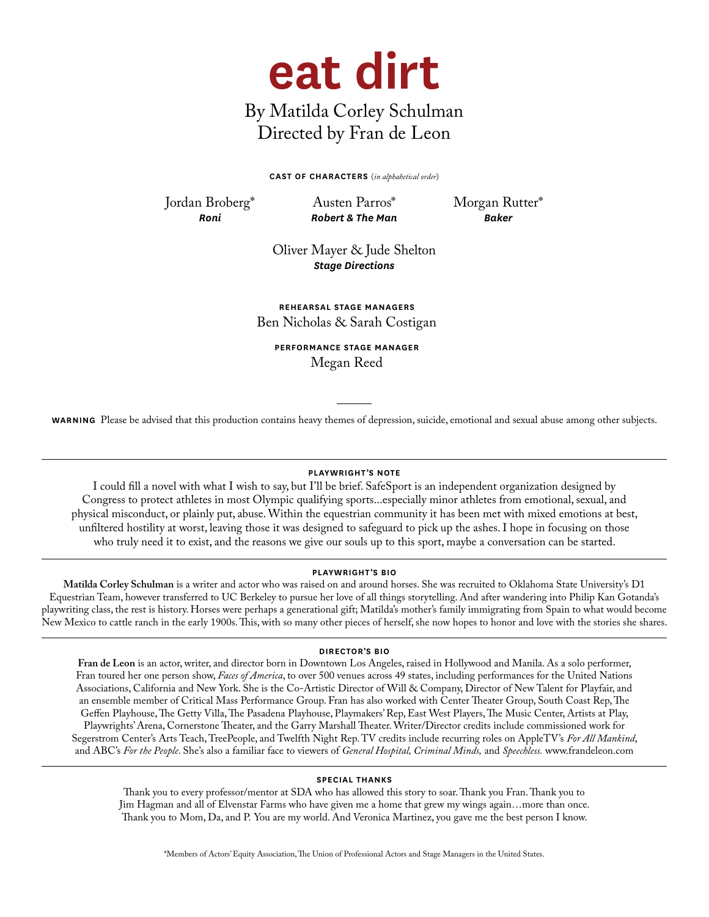# eat dirt

## By Matilda Corley Schulman
## Directed by Fran de Leon

**CAST OF CHARACTERS** (*in alphabetical order*)

Jordan Broberg*
***Roni***

Austen Parros*
***Robert & The Man***

Morgan Rutter*
***Baker***

Oliver Mayer & Jude Shelton
***Stage Directions***

**REHEARSAL STAGE MANAGERS**
Ben Nicholas & Sarah Costigan

**PERFORMANCE STAGE MANAGER**
Megan Reed

---

**WARNING** Please be advised that this production contains heavy themes of depression, suicide, emotional and sexual abuse among other subjects.

---

### PLAYWRIGHT'S NOTE

I could fill a novel with what I wish to say, but I'll be brief. SafeSport is an independent organization designed by Congress to protect athletes in most Olympic qualifying sports...especially minor athletes from emotional, sexual, and physical misconduct, or plainly put, abuse. Within the equestrian community it has been met with mixed emotions at best, unfiltered hostility at worst, leaving those it was designed to safeguard to pick up the ashes. I hope in focusing on those who truly need it to exist, and the reasons we give our souls up to this sport, maybe a conversation can be started.

---

### PLAYWRIGHT'S BIO

**Matilda Corley Schulman** is a writer and actor who was raised on and around horses. She was recruited to Oklahoma State University's D1 Equestrian Team, however transferred to UC Berkeley to pursue her love of all things storytelling. And after wandering into Philip Kan Gotanda's playwriting class, the rest is history. Horses were perhaps a generational gift; Matilda's mother's family immigrating from Spain to what would become New Mexico to cattle ranch in the early 1900s. This, with so many other pieces of herself, she now hopes to honor and love with the stories she shares.

---

### DIRECTOR'S BIO

**Fran de Leon** is an actor, writer, and director born in Downtown Los Angeles, raised in Hollywood and Manila. As a solo performer, Fran toured her one person show, *Faces of America*, to over 500 venues across 49 states, including performances for the United Nations Associations, California and New York. She is the Co-Artistic Director of Will & Company, Director of New Talent for Playfair, and an ensemble member of Critical Mass Performance Group. Fran has also worked with Center Theater Group, South Coast Rep, The Geffen Playhouse, The Getty Villa, The Pasadena Playhouse, Playmakers' Rep, East West Players, The Music Center, Artists at Play, Playwrights' Arena, Cornerstone Theater, and the Garry Marshall Theater. Writer/Director credits include commissioned work for Segerstrom Center's Arts Teach, TreePeople, and Twelfth Night Rep. TV credits include recurring roles on AppleTV's *For All Mankind*, and ABC's *For the People*. She's also a familiar face to viewers of *General Hospital, Criminal Minds,* and *Speechless.* www.frandeleon.com

---

### SPECIAL THANKS

Thank you to every professor/mentor at SDA who has allowed this story to soar. Thank you Fran. Thank you to Jim Hagman and all of Elvenstar Farms who have given me a home that grew my wings again…more than once. Thank you to Mom, Da, and P. You are my world. And Veronica Martinez, you gave me the best person I know.

*Members of Actors' Equity Association, The Union of Professional Actors and Stage Managers in the United States.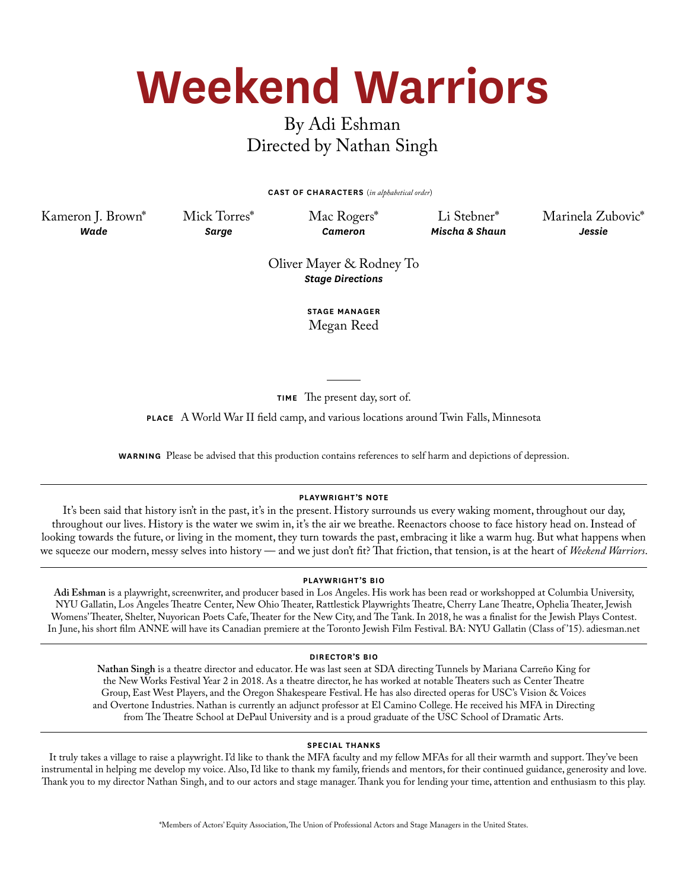# Weekend Warriors

By Adi Eshman
Directed by Nathan Singh

**CAST OF CHARACTERS** (*in alphabetical order*)

Kameron J. Brown*
***Wade***

Mick Torres*
***Sarge***

Mac Rogers*
***Cameron***

Li Stebner*
***Mischa & Shaun***

Marinela Zubovic*
***Jessie***

Oliver Mayer & Rodney To
***Stage Directions***

**STAGE MANAGER**
Megan Reed

---

**TIME** The present day, sort of.

**PLACE** A World War II field camp, and various locations around Twin Falls, Minnesota

**WARNING** Please be advised that this production contains references to self harm and depictions of depression.

---

**PLAYWRIGHT'S NOTE**

It's been said that history isn't in the past, it's in the present. History surrounds us every waking moment, throughout our day, throughout our lives. History is the water we swim in, it's the air we breathe. Reenactors choose to face history head on. Instead of looking towards the future, or living in the moment, they turn towards the past, embracing it like a warm hug. But what happens when we squeeze our modern, messy selves into history — and we just don't fit? That friction, that tension, is at the heart of *Weekend Warriors*.

---

**PLAYWRIGHT'S BIO**

**Adi Eshman** is a playwright, screenwriter, and producer based in Los Angeles. His work has been read or workshopped at Columbia University, NYU Gallatin, Los Angeles Theatre Center, New Ohio Theater, Rattlestick Playwrights Theatre, Cherry Lane Theatre, Ophelia Theater, Jewish Womens' Theater, Shelter, Nuyorican Poets Cafe, Theater for the New City, and The Tank. In 2018, he was a finalist for the Jewish Plays Contest. In June, his short film ANNE will have its Canadian premiere at the Toronto Jewish Film Festival. BA: NYU Gallatin (Class of '15). adiesman.net

---

**DIRECTOR'S BIO**

**Nathan Singh** is a theatre director and educator. He was last seen at SDA directing Tunnels by Mariana Carreño King for the New Works Festival Year 2 in 2018. As a theatre director, he has worked at notable Theaters such as Center Theatre Group, East West Players, and the Oregon Shakespeare Festival. He has also directed operas for USC's Vision & Voices and Overtone Industries. Nathan is currently an adjunct professor at El Camino College. He received his MFA in Directing from The Theatre School at DePaul University and is a proud graduate of the USC School of Dramatic Arts.

---

**SPECIAL THANKS**

It truly takes a village to raise a playwright. I'd like to thank the MFA faculty and my fellow MFAs for all their warmth and support. They've been instrumental in helping me develop my voice. Also, I'd like to thank my family, friends and mentors, for their continued guidance, generosity and love. Thank you to my director Nathan Singh, and to our actors and stage manager. Thank you for lending your time, attention and enthusiasm to this play.

*Members of Actors' Equity Association, The Union of Professional Actors and Stage Managers in the United States.